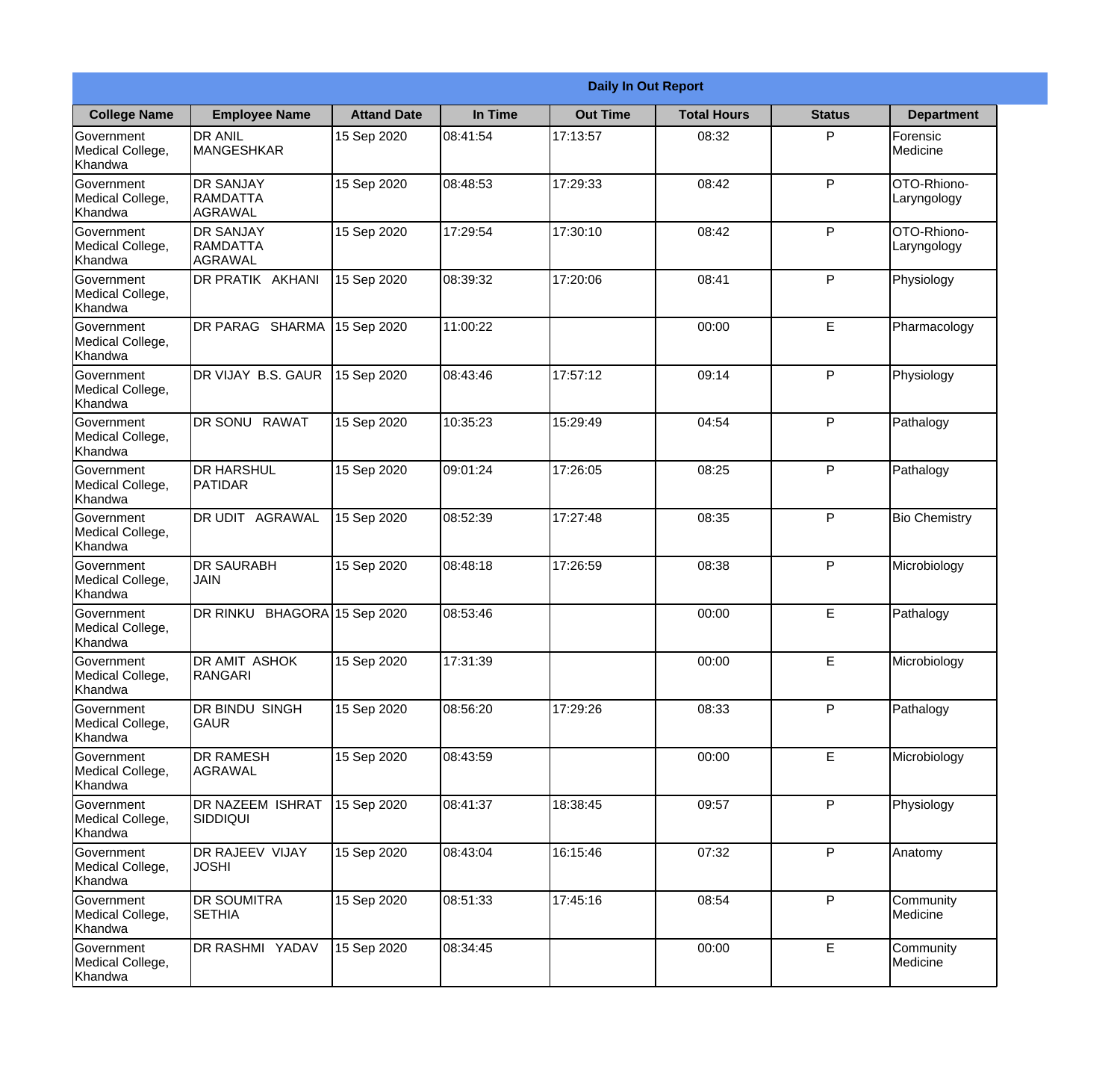| Daily In Out Report | | | | | | | |
|---|---|---|---|---|---|---|---|
| **College Name** | **Employee Name** | **Attand Date** | **In Time** | **Out Time** | **Total Hours** | **Status** | **Department** |
| Government Medical College, Khandwa | DR ANIL MANGESHKAR | 15 Sep 2020 | 08:41:54 | 17:13:57 | 08:32 | P | Forensic Medicine |
| Government Medical College, Khandwa | DR SANJAY RAMDATTA AGRAWAL | 15 Sep 2020 | 08:48:53 | 17:29:33 | 08:42 | P | OTO-Rhiono-Laryngology |
| Government Medical College, Khandwa | DR SANJAY RAMDATTA AGRAWAL | 15 Sep 2020 | 17:29:54 | 17:30:10 | 08:42 | P | OTO-Rhiono-Laryngology |
| Government Medical College, Khandwa | DR PRATIK AKHANI | 15 Sep 2020 | 08:39:32 | 17:20:06 | 08:41 | P | Physiology |
| Government Medical College, Khandwa | DR PARAG SHARMA | 15 Sep 2020 | 11:00:22 | | 00:00 | E | Pharmacology |
| Government Medical College, Khandwa | DR VIJAY B.S. GAUR | 15 Sep 2020 | 08:43:46 | 17:57:12 | 09:14 | P | Physiology |
| Government Medical College, Khandwa | DR SONU RAWAT | 15 Sep 2020 | 10:35:23 | 15:29:49 | 04:54 | P | Pathalogy |
| Government Medical College, Khandwa | DR HARSHUL PATIDAR | 15 Sep 2020 | 09:01:24 | 17:26:05 | 08:25 | P | Pathalogy |
| Government Medical College, Khandwa | DR UDIT AGRAWAL | 15 Sep 2020 | 08:52:39 | 17:27:48 | 08:35 | P | Bio Chemistry |
| Government Medical College, Khandwa | DR SAURABH JAIN | 15 Sep 2020 | 08:48:18 | 17:26:59 | 08:38 | P | Microbiology |
| Government Medical College, Khandwa | DR RINKU BHAGORA | 15 Sep 2020 | 08:53:46 | | 00:00 | E | Pathalogy |
| Government Medical College, Khandwa | DR AMIT ASHOK RANGARI | 15 Sep 2020 | 17:31:39 | | 00:00 | E | Microbiology |
| Government Medical College, Khandwa | DR BINDU SINGH GAUR | 15 Sep 2020 | 08:56:20 | 17:29:26 | 08:33 | P | Pathalogy |
| Government Medical College, Khandwa | DR RAMESH AGRAWAL | 15 Sep 2020 | 08:43:59 | | 00:00 | E | Microbiology |
| Government Medical College, Khandwa | DR NAZEEM ISHRAT SIDDIQUI | 15 Sep 2020 | 08:41:37 | 18:38:45 | 09:57 | P | Physiology |
| Government Medical College, Khandwa | DR RAJEEV VIJAY JOSHI | 15 Sep 2020 | 08:43:04 | 16:15:46 | 07:32 | P | Anatomy |
| Government Medical College, Khandwa | DR SOUMITRA SETHIA | 15 Sep 2020 | 08:51:33 | 17:45:16 | 08:54 | P | Community Medicine |
| Government Medical College, Khandwa | DR RASHMI YADAV | 15 Sep 2020 | 08:34:45 | | 00:00 | E | Community Medicine |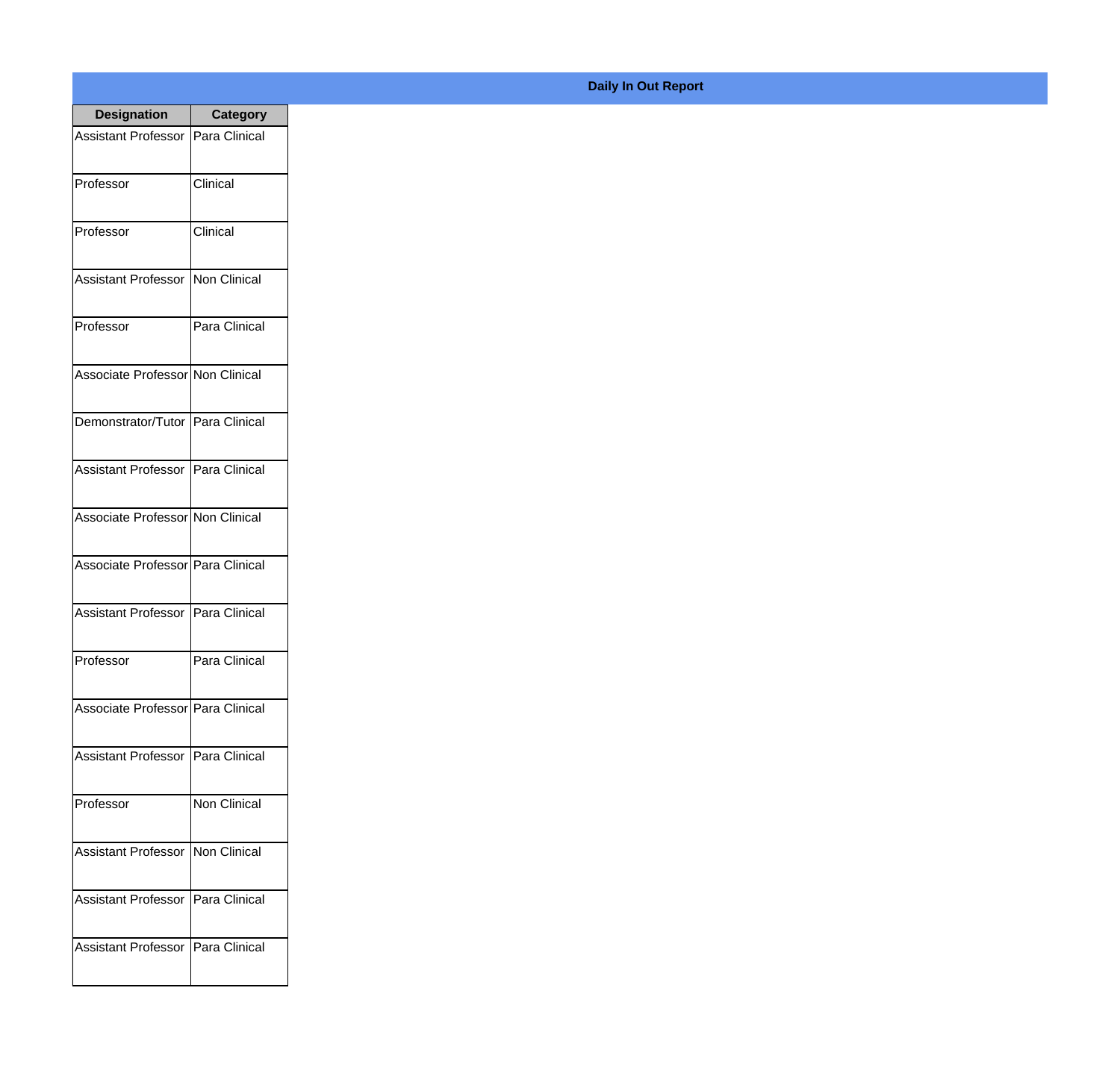**Daily In Out Report**

| Designation | Category |
|---|---|
| Assistant Professor | Para Clinical |
| Professor | Clinical |
| Professor | Clinical |
| Assistant Professor | Non Clinical |
| Professor | Para Clinical |
| Associate Professor | Non Clinical |
| Demonstrator/Tutor | Para Clinical |
| Assistant Professor | Para Clinical |
| Associate Professor | Non Clinical |
| Associate Professor | Para Clinical |
| Assistant Professor | Para Clinical |
| Professor | Para Clinical |
| Associate Professor | Para Clinical |
| Assistant Professor | Para Clinical |
| Professor | Non Clinical |
| Assistant Professor | Non Clinical |
| Assistant Professor | Para Clinical |
| Assistant Professor | Para Clinical |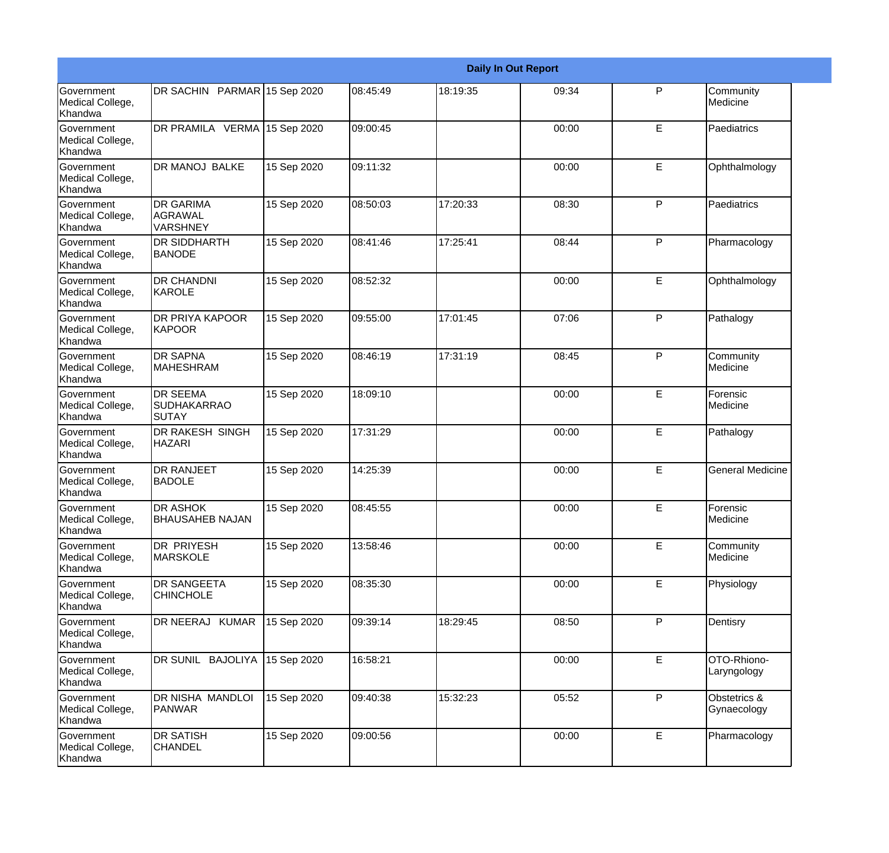| Daily In Out Report | | | | | | | |
|---|---|---|---|---|---|---|---|
| Government Medical College, Khandwa | DR SACHIN PARMAR | 15 Sep 2020 | 08:45:49 | 18:19:35 | 09:34 | P | Community Medicine |
| Government Medical College, Khandwa | DR PRAMILA VERMA | 15 Sep 2020 | 09:00:45 | | 00:00 | E | Paediatrics |
| Government Medical College, Khandwa | DR MANOJ BALKE | 15 Sep 2020 | 09:11:32 | | 00:00 | E | Ophthalmology |
| Government Medical College, Khandwa | DR GARIMA AGRAWAL VARSHNEY | 15 Sep 2020 | 08:50:03 | 17:20:33 | 08:30 | P | Paediatrics |
| Government Medical College, Khandwa | DR SIDDHARTH BANODE | 15 Sep 2020 | 08:41:46 | 17:25:41 | 08:44 | P | Pharmacology |
| Government Medical College, Khandwa | DR CHANDNI KAROLE | 15 Sep 2020 | 08:52:32 | | 00:00 | E | Ophthalmology |
| Government Medical College, Khandwa | DR PRIYA KAPOOR KAPOOR | 15 Sep 2020 | 09:55:00 | 17:01:45 | 07:06 | P | Pathalogy |
| Government Medical College, Khandwa | DR SAPNA MAHESHRAM | 15 Sep 2020 | 08:46:19 | 17:31:19 | 08:45 | P | Community Medicine |
| Government Medical College, Khandwa | DR SEEMA SUDHAKARRAO SUTAY | 15 Sep 2020 | 18:09:10 | | 00:00 | E | Forensic Medicine |
| Government Medical College, Khandwa | DR RAKESH SINGH HAZARI | 15 Sep 2020 | 17:31:29 | | 00:00 | E | Pathalogy |
| Government Medical College, Khandwa | DR RANJEET BADOLE | 15 Sep 2020 | 14:25:39 | | 00:00 | E | General Medicine |
| Government Medical College, Khandwa | DR ASHOK BHAUSAHEB NAJAN | 15 Sep 2020 | 08:45:55 | | 00:00 | E | Forensic Medicine |
| Government Medical College, Khandwa | DR PRIYESH MARSKOLE | 15 Sep 2020 | 13:58:46 | | 00:00 | E | Community Medicine |
| Government Medical College, Khandwa | DR SANGEETA CHINCHOLE | 15 Sep 2020 | 08:35:30 | | 00:00 | E | Physiology |
| Government Medical College, Khandwa | DR NEERAJ KUMAR | 15 Sep 2020 | 09:39:14 | 18:29:45 | 08:50 | P | Dentisry |
| Government Medical College, Khandwa | DR SUNIL BAJOLIYA | 15 Sep 2020 | 16:58:21 | | 00:00 | E | OTO-Rhiono-Laryngology |
| Government Medical College, Khandwa | DR NISHA MANDLOI PANWAR | 15 Sep 2020 | 09:40:38 | 15:32:23 | 05:52 | P | Obstetrics & Gynaecology |
| Government Medical College, Khandwa | DR SATISH CHANDEL | 15 Sep 2020 | 09:00:56 | | 00:00 | E | Pharmacology |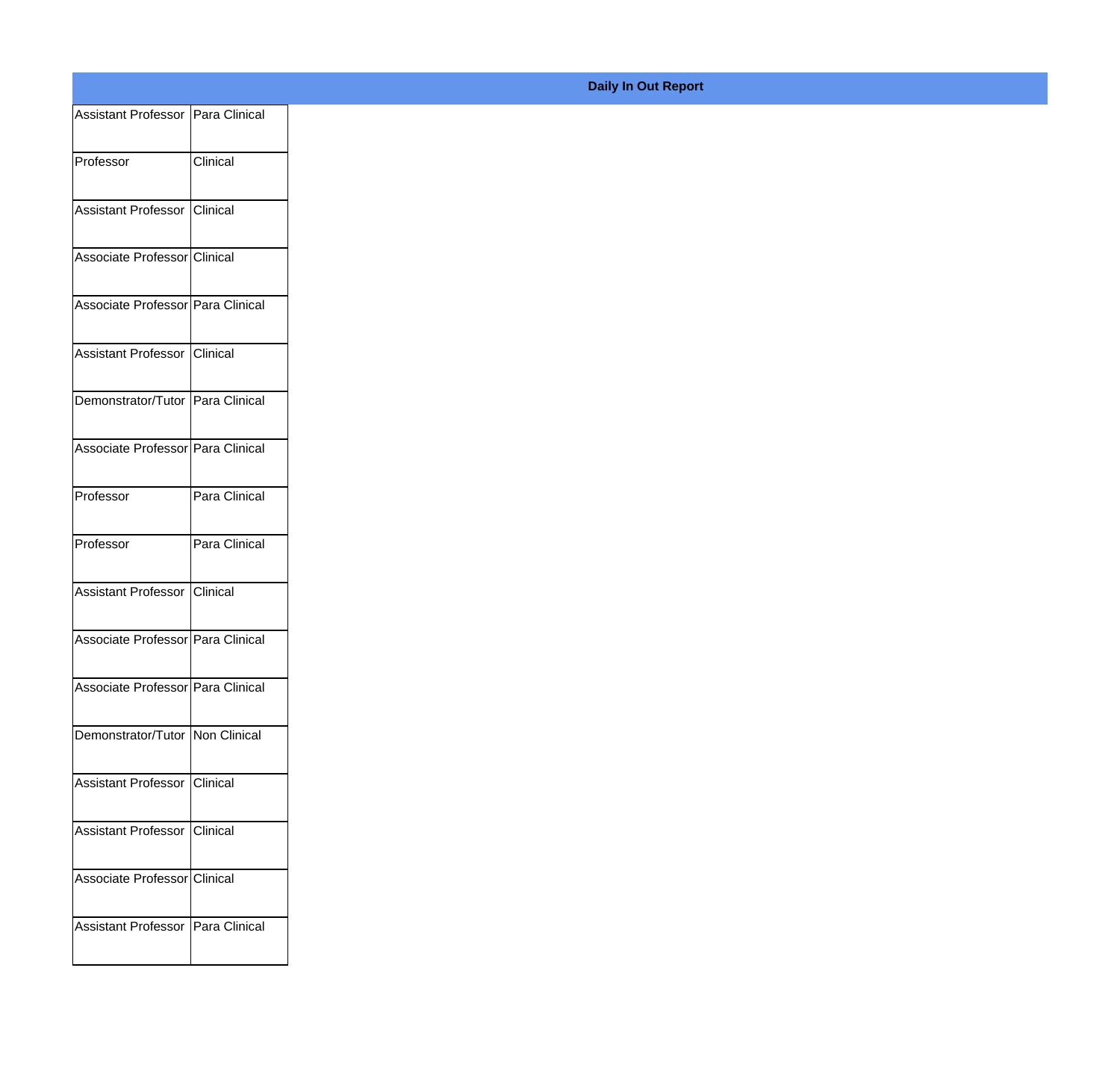**Daily In Out Report**

| | |
|---|---|
| Assistant Professor | Para Clinical |
| Professor | Clinical |
| Assistant Professor | Clinical |
| Associate Professor | Clinical |
| Associate Professor | Para Clinical |
| Assistant Professor | Clinical |
| Demonstrator/Tutor | Para Clinical |
| Associate Professor | Para Clinical |
| Professor | Para Clinical |
| Professor | Para Clinical |
| Assistant Professor | Clinical |
| Associate Professor | Para Clinical |
| Associate Professor | Para Clinical |
| Demonstrator/Tutor | Non Clinical |
| Assistant Professor | Clinical |
| Assistant Professor | Clinical |
| Associate Professor | Clinical |
| Assistant Professor | Para Clinical |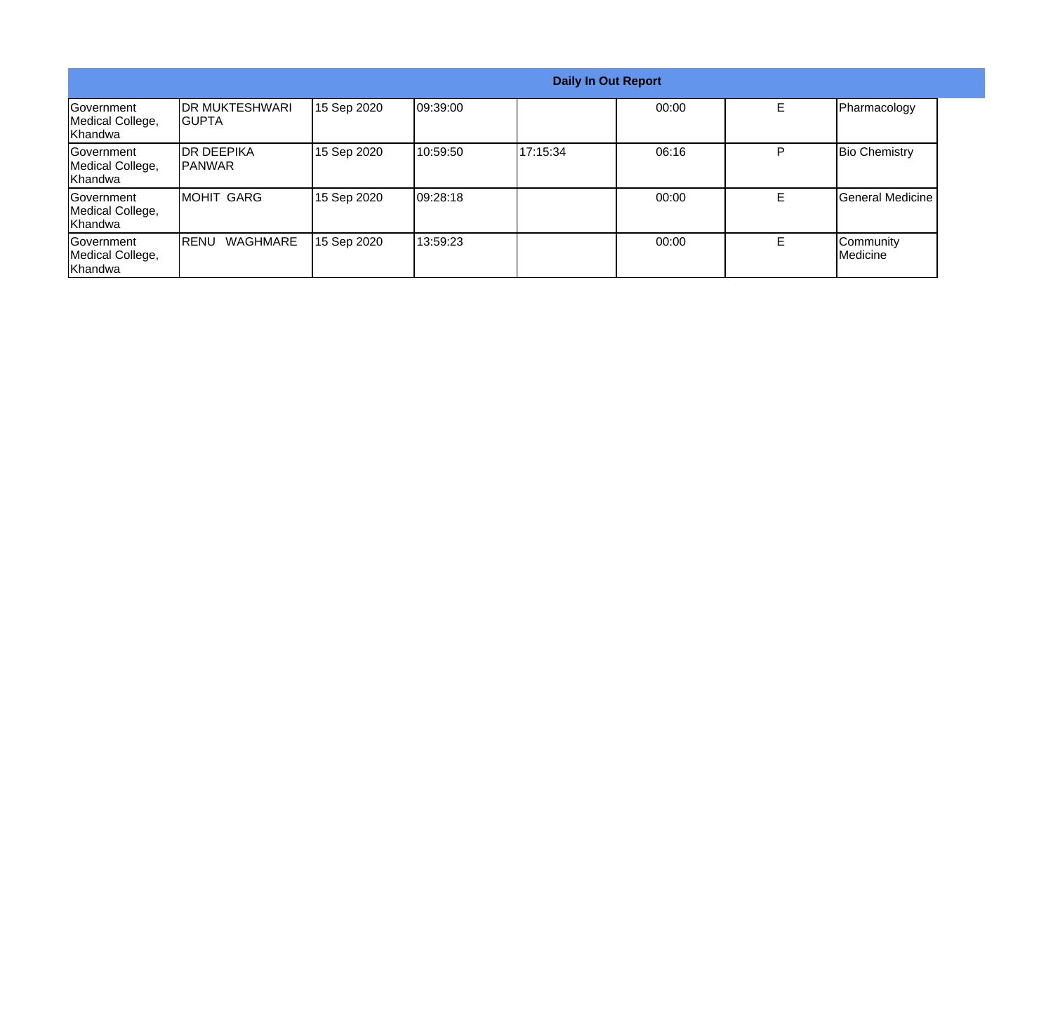| Daily In Out Report | | | | | | | |
|---|---|---|---|---|---|---|---|
| Government Medical College, Khandwa | DR MUKTESHWARI GUPTA | 15 Sep 2020 | 09:39:00 | | 00:00 | E | Pharmacology |
| Government Medical College, Khandwa | DR DEEPIKA PANWAR | 15 Sep 2020 | 10:59:50 | 17:15:34 | 06:16 | P | Bio Chemistry |
| Government Medical College, Khandwa | MOHIT GARG | 15 Sep 2020 | 09:28:18 | | 00:00 | E | General Medicine |
| Government Medical College, Khandwa | RENU WAGHMARE | 15 Sep 2020 | 13:59:23 | | 00:00 | E | Community Medicine |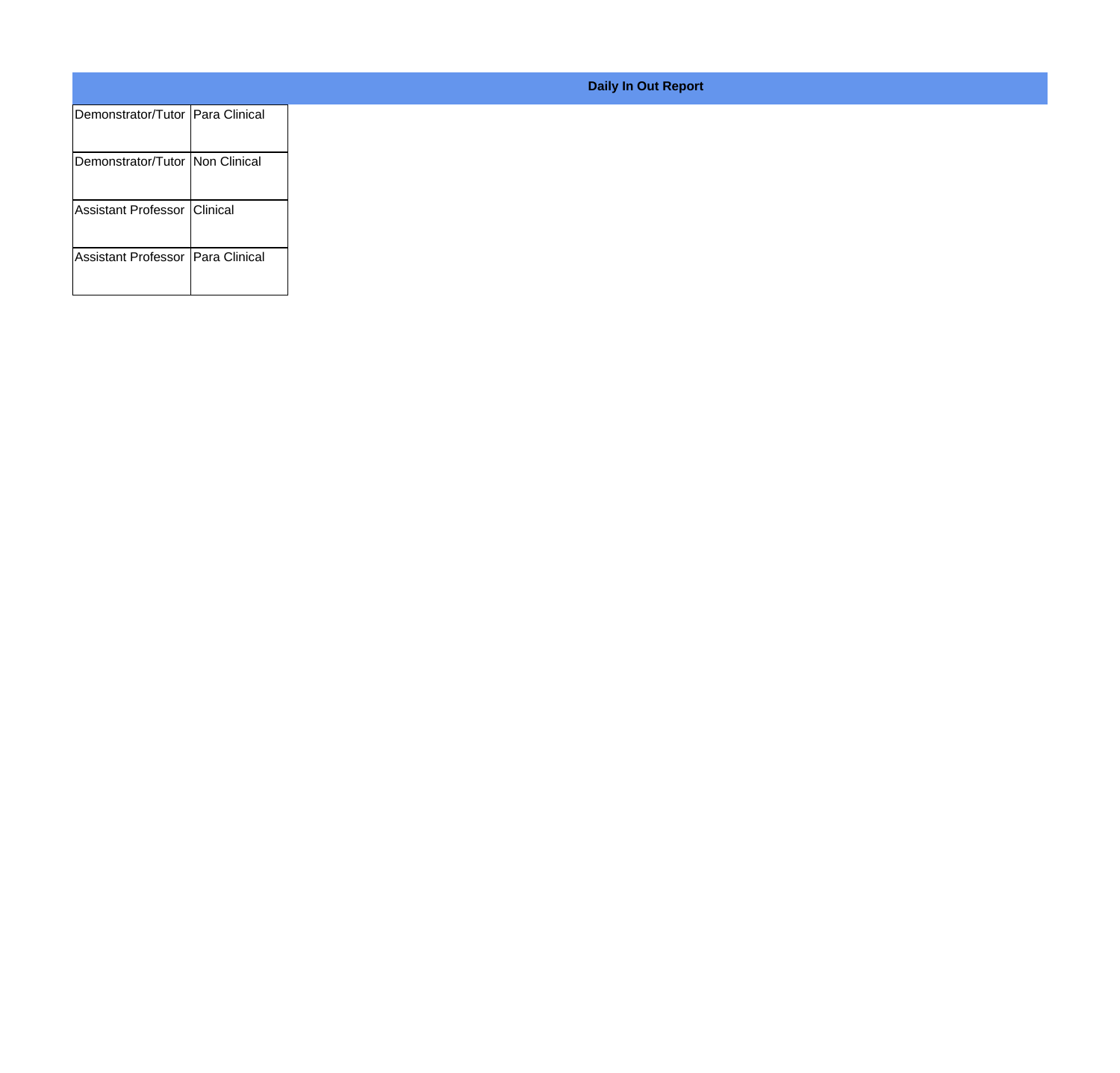**Daily In Out Report**

| | |
|---|---|
| Demonstrator/Tutor | Para Clinical |
| Demonstrator/Tutor | Non Clinical |
| Assistant Professor | Clinical |
| Assistant Professor | Para Clinical |